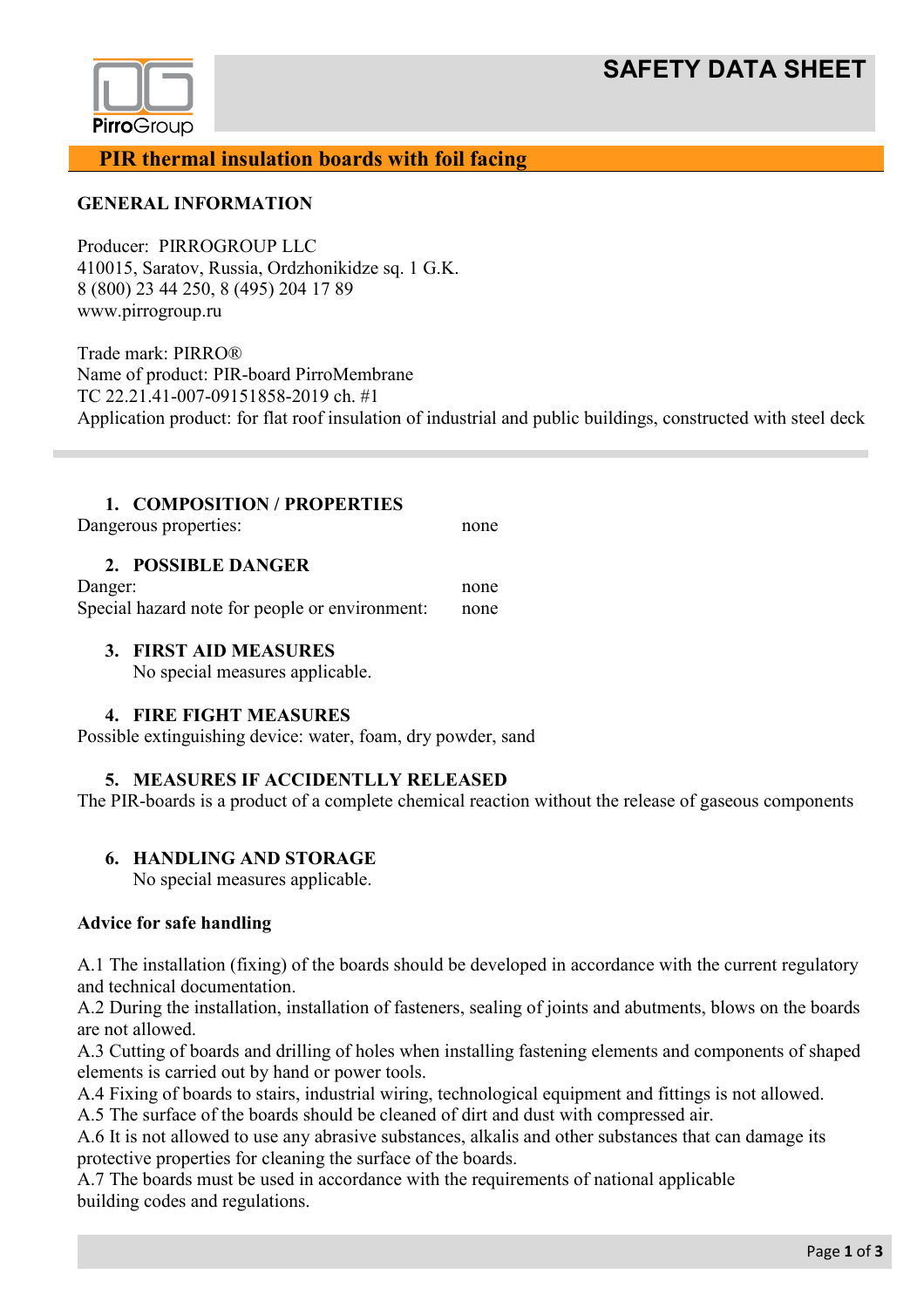# SAFETY DATA SHEET

## PIR thermal insulation boards with foil facing

**GENERAL INFORMATION**

Producer: PIRROGROUP LLC
410015, Saratov, Russia, Ordzhonikidze sq. 1 G.K.
8 (800) 23 44 250, 8 (495) 204 17 89
www.pirrogroup.ru

Trade mark: PIRRO®
Name of product: PIR-board PirroMembrane
TC 22.21.41-007-09151858-2019 ch. #1
Application product: for flat roof insulation of industrial and public buildings, constructed with steel deck

### 1. COMPOSITION / PROPERTIES

Dangerous properties: none

### 2. POSSIBLE DANGER

Danger: none
Special hazard note for people or environment: none

### 3. FIRST AID MEASURES

No special measures applicable.

### 4. FIRE FIGHT MEASURES

Possible extinguishing device: water, foam, dry powder, sand

### 5. MEASURES IF ACCIDENTLLY RELEASED

The PIR-boards is a product of a complete chemical reaction without the release of gaseous components

### 6. HANDLING AND STORAGE

No special measures applicable.

**Advice for safe handling**

A.1 The installation (fixing) of the boards should be developed in accordance with the current regulatory and technical documentation.
A.2 During the installation, installation of fasteners, sealing of joints and abutments, blows on the boards are not allowed.
A.3 Cutting of boards and drilling of holes when installing fastening elements and components of shaped elements is carried out by hand or power tools.
A.4 Fixing of boards to stairs, industrial wiring, technological equipment and fittings is not allowed.
A.5 The surface of the boards should be cleaned of dirt and dust with compressed air.
A.6 It is not allowed to use any abrasive substances, alkalis and other substances that can damage its protective properties for cleaning the surface of the boards.
A.7 The boards must be used in accordance with the requirements of national applicable building codes and regulations.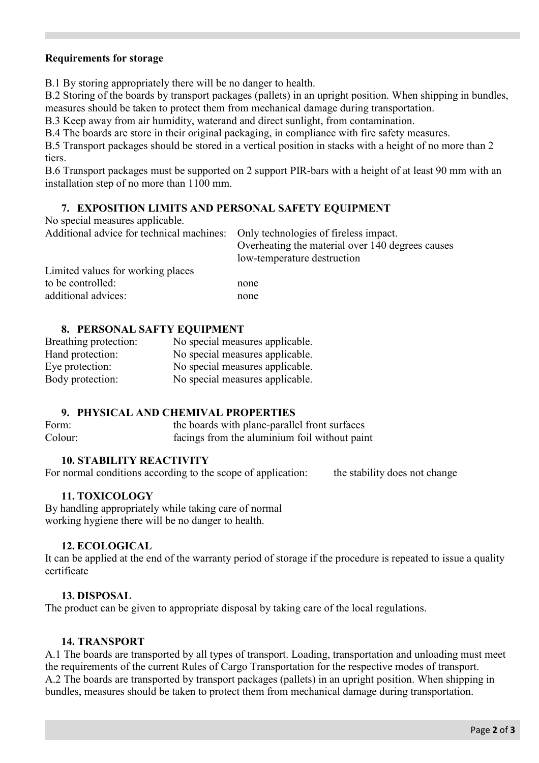**Requirements for storage**

B.1 By storing appropriately there will be no danger to health.
B.2 Storing of the boards by transport packages (pallets) in an upright position. When shipping in bundles, measures should be taken to protect them from mechanical damage during transportation.
B.3 Keep away from air humidity, waterand and direct sunlight, from contamination.
B.4 The boards are store in their original packaging, in compliance with fire safety measures.
B.5 Transport packages should be stored in a vertical position in stacks with a height of no more than 2 tiers.
B.6 Transport packages must be supported on 2 support PIR-bars with a height of at least 90 mm with an installation step of no more than 1100 mm.

## 7. EXPOSITION LIMITS AND PERSONAL SAFETY EQUIPMENT

No special measures applicable.

Additional advice for technical machines: Only technologies of fireless impact. Overheating the material over 140 degrees causes low-temperature destruction

Limited values for working places to be controlled: none

additional advices: none

## 8. PERSONAL SAFTY EQUIPMENT

Breathing protection: No special measures applicable.
Hand protection: No special measures applicable.
Eye protection: No special measures applicable.
Body protection: No special measures applicable.

## 9. PHYSICAL AND CHEMIVAL PROPERTIES

Form: the boards with plane-parallel front surfaces
Colour: facings from the aluminium foil without paint

## 10. STABILITY REACTIVITY

For normal conditions according to the scope of application: the stability does not change

## 11. TOXICOLOGY

By handling appropriately while taking care of normal working hygiene there will be no danger to health.

## 12. ECOLOGICAL

It can be applied at the end of the warranty period of storage if the procedure is repeated to issue a quality certificate

## 13. DISPOSAL

The product can be given to appropriate disposal by taking care of the local regulations.

## 14. TRANSPORT

A.1 The boards are transported by all types of transport. Loading, transportation and unloading must meet the requirements of the current Rules of Cargo Transportation for the respective modes of transport.
A.2 The boards are transported by transport packages (pallets) in an upright position. When shipping in bundles, measures should be taken to protect them from mechanical damage during transportation.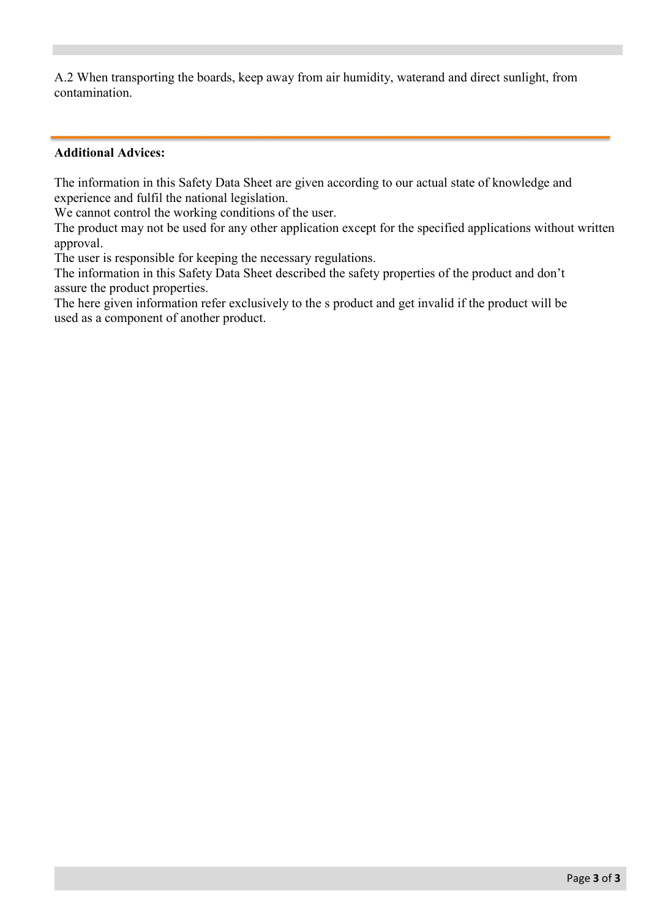A.2 When transporting the boards, keep away from air humidity, waterand and direct sunlight, from contamination.

**Additional Advices:**

The information in this Safety Data Sheet are given according to our actual state of knowledge and experience and fulfil the national legislation.
We cannot control the working conditions of the user.
The product may not be used for any other application except for the specified applications without written approval.
The user is responsible for keeping the necessary regulations.
The information in this Safety Data Sheet described the safety properties of the product and don't assure the product properties.
The here given information refer exclusively to the s product and get invalid if the product will be used as a component of another product.